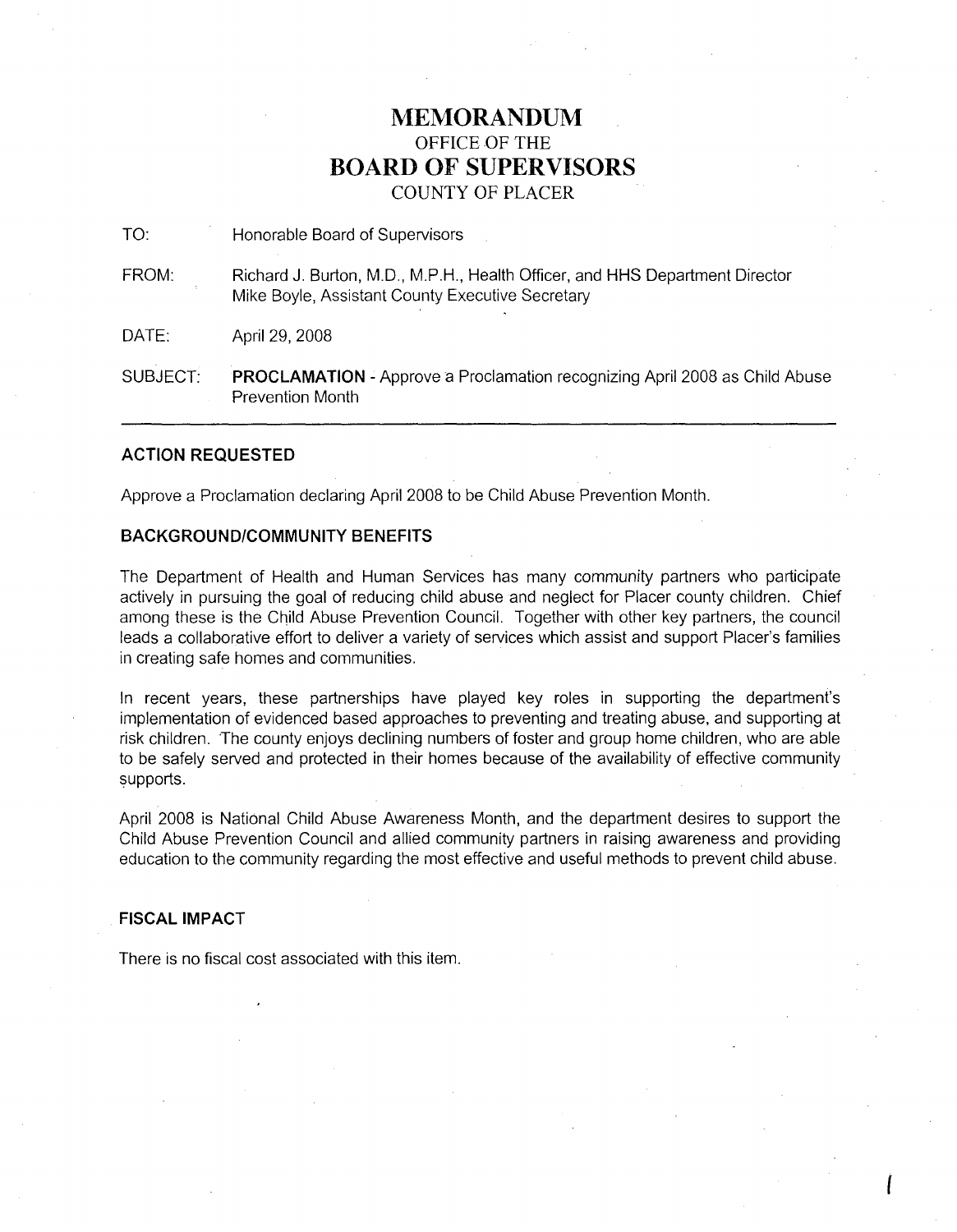# MEMORANDUM

OFFICE OF THE

# BOARD OF SUPERVISORS

COUNTY OF PLACER

TO: Honorable Board of Supervisors

FROM: Richard J. Burton, M.D., M.P.H., Health Officer, and HHS Department Director
Mike Boyle, Assistant County Executive Secretary

DATE: April 29, 2008

SUBJECT: **PROCLAMATION** - Approve a Proclamation recognizing April 2008 as Child Abuse Prevention Month

---

### ACTION REQUESTED

Approve a Proclamation declaring April 2008 to be Child Abuse Prevention Month.

### BACKGROUND/COMMUNITY BENEFITS

The Department of Health and Human Services has many community partners who participate actively in pursuing the goal of reducing child abuse and neglect for Placer county children. Chief among these is the Child Abuse Prevention Council. Together with other key partners, the council leads a collaborative effort to deliver a variety of services which assist and support Placer's families in creating safe homes and communities.

In recent years, these partnerships have played key roles in supporting the department's implementation of evidenced based approaches to preventing and treating abuse, and supporting at risk children. The county enjoys declining numbers of foster and group home children, who are able to be safely served and protected in their homes because of the availability of effective community supports.

April 2008 is National Child Abuse Awareness Month, and the department desires to support the Child Abuse Prevention Council and allied community partners in raising awareness and providing education to the community regarding the most effective and useful methods to prevent child abuse.

### FISCAL IMPACT

There is no fiscal cost associated with this item.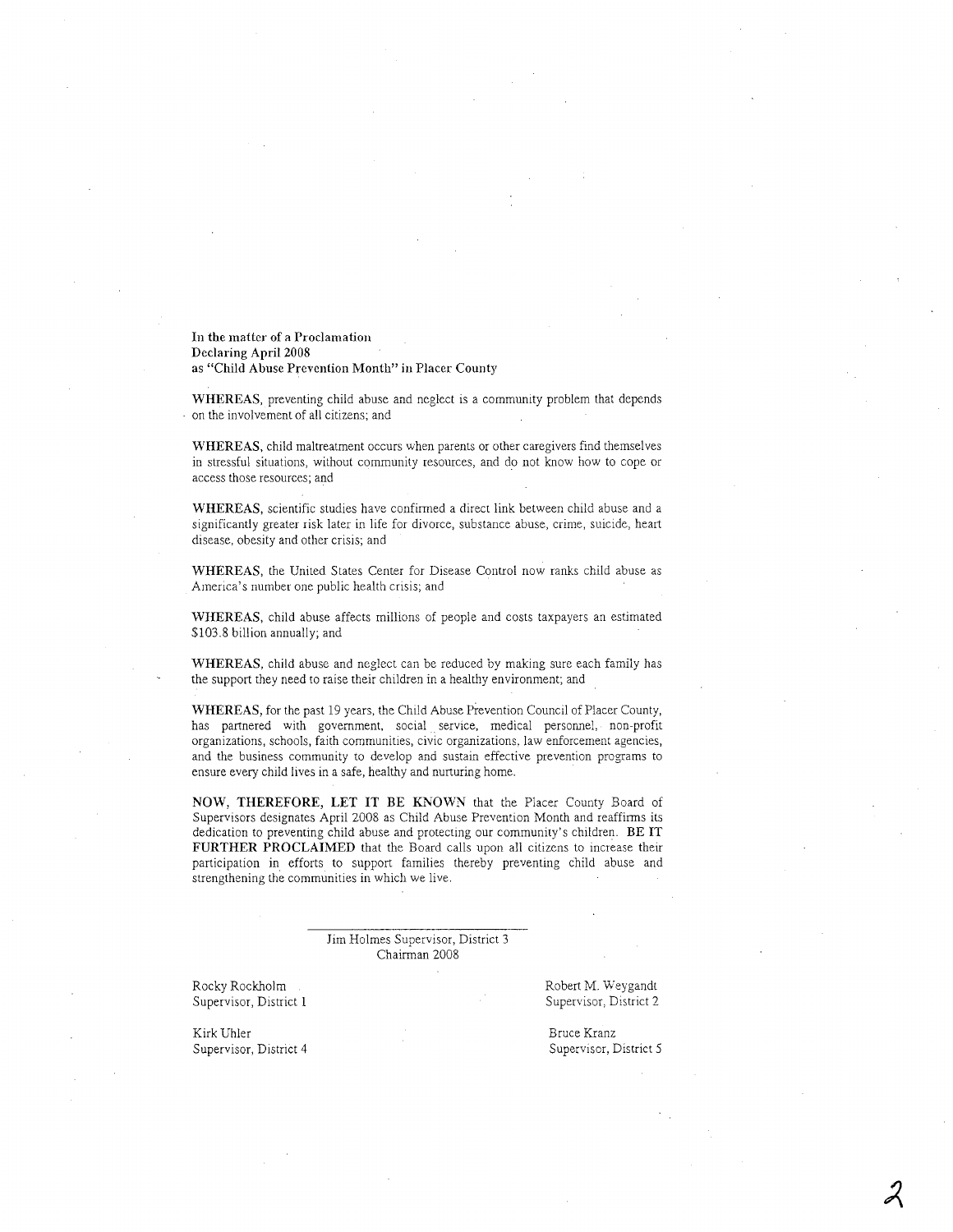**In the matter of a Proclamation**
**Declaring April 2008**
**as "Child Abuse Prevention Month" in Placer County**

**WHEREAS**, preventing child abuse and neglect is a community problem that depends on the involvement of all citizens; and

**WHEREAS**, child maltreatment occurs when parents or other caregivers find themselves in stressful situations, without community resources, and do not know how to cope or access those resources; and

**WHEREAS**, scientific studies have confirmed a direct link between child abuse and a significantly greater risk later in life for divorce, substance abuse, crime, suicide, heart disease, obesity and other crisis; and

**WHEREAS**, the United States Center for Disease Control now ranks child abuse as America's number one public health crisis; and

**WHEREAS**, child abuse affects millions of people and costs taxpayers an estimated $103.8 billion annually; and

**WHEREAS**, child abuse and neglect can be reduced by making sure each family has the support they need to raise their children in a healthy environment; and

**WHEREAS**, for the past 19 years, the Child Abuse Prevention Council of Placer County, has partnered with government, social service, medical personnel, non-profit organizations, schools, faith communities, civic organizations, law enforcement agencies, and the business community to develop and sustain effective prevention programs to ensure every child lives in a safe, healthy and nurturing home.

**NOW, THEREFORE, LET IT BE KNOWN** that the Placer County Board of Supervisors designates April 2008 as Child Abuse Prevention Month and reaffirms its dedication to preventing child abuse and protecting our community's children. **BE IT FURTHER PROCLAIMED** that the Board calls upon all citizens to increase their participation in efforts to support families thereby preventing child abuse and strengthening the communities in which we live.

Jim Holmes Supervisor, District 3
Chairman 2008

Rocky Rockholm
Supervisor, District 1

Robert M. Weygandt
Supervisor, District 2

Kirk Uhler
Supervisor, District 4

Bruce Kranz
Supervisor, District 5